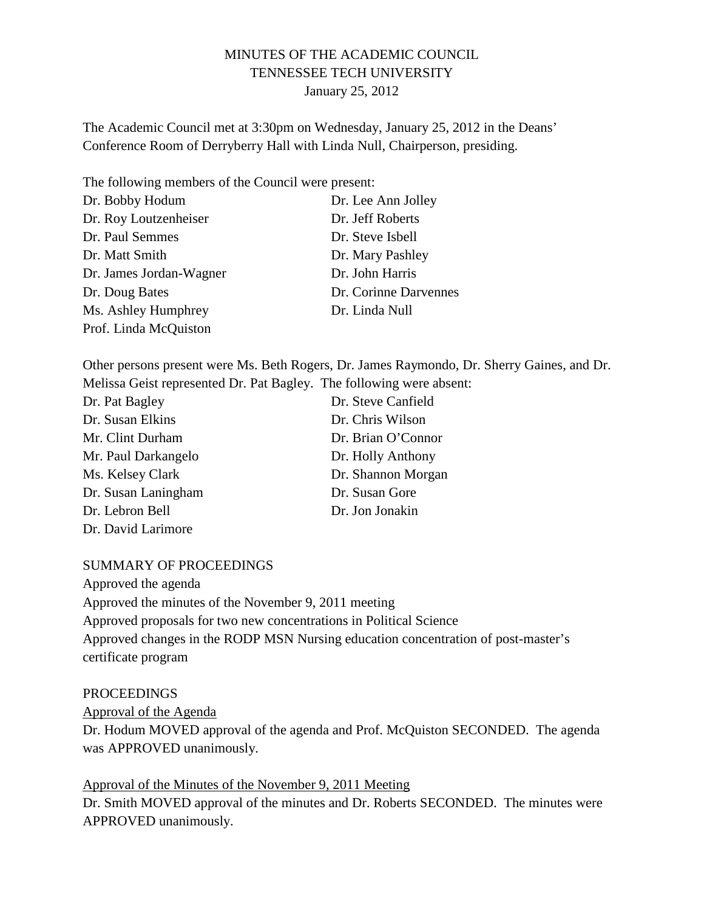# MINUTES OF THE ACADEMIC COUNCIL
## TENNESSEE TECH UNIVERSITY
### January 25, 2012

The Academic Council met at 3:30pm on Wednesday, January 25, 2012 in the Deans' Conference Room of Derryberry Hall with Linda Null, Chairperson, presiding.

The following members of the Council were present:

| | |
|---|---|
| Dr. Bobby Hodum | Dr. Lee Ann Jolley |
| Dr. Roy Loutzenheiser | Dr. Jeff Roberts |
| Dr. Paul Semmes | Dr. Steve Isbell |
| Dr. Matt Smith | Dr. Mary Pashley |
| Dr. James Jordan-Wagner | Dr. John Harris |
| Dr. Doug Bates | Dr. Corinne Darvennes |
| Ms. Ashley Humphrey | Dr. Linda Null |
| Prof. Linda McQuiston | |

Other persons present were Ms. Beth Rogers, Dr. James Raymondo, Dr. Sherry Gaines, and Dr. Melissa Geist represented Dr. Pat Bagley. The following were absent:

| | |
|---|---|
| Dr. Pat Bagley | Dr. Steve Canfield |
| Dr. Susan Elkins | Dr. Chris Wilson |
| Mr. Clint Durham | Dr. Brian O'Connor |
| Mr. Paul Darkangelo | Dr. Holly Anthony |
| Ms. Kelsey Clark | Dr. Shannon Morgan |
| Dr. Susan Laningham | Dr. Susan Gore |
| Dr. Lebron Bell | Dr. Jon Jonakin |
| Dr. David Larimore | |

SUMMARY OF PROCEEDINGS

Approved the agenda
Approved the minutes of the November 9, 2011 meeting
Approved proposals for two new concentrations in Political Science
Approved changes in the RODP MSN Nursing education concentration of post-master's certificate program

PROCEEDINGS

<u>Approval of the Agenda</u>

Dr. Hodum MOVED approval of the agenda and Prof. McQuiston SECONDED. The agenda was APPROVED unanimously.

<u>Approval of the Minutes of the November 9, 2011 Meeting</u>

Dr. Smith MOVED approval of the minutes and Dr. Roberts SECONDED. The minutes were APPROVED unanimously.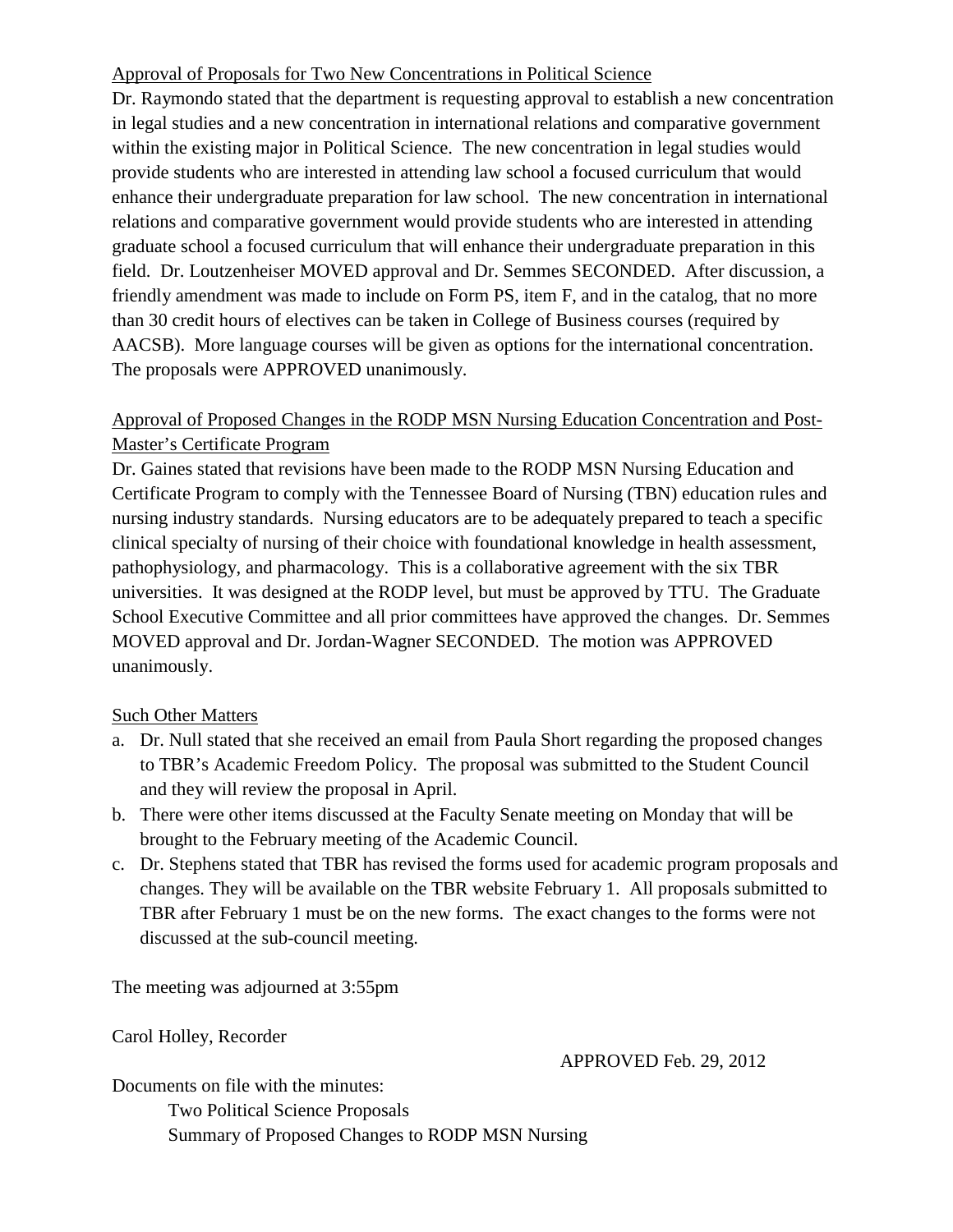Approval of Proposals for Two New Concentrations in Political Science

Dr. Raymondo stated that the department is requesting approval to establish a new concentration in legal studies and a new concentration in international relations and comparative government within the existing major in Political Science. The new concentration in legal studies would provide students who are interested in attending law school a focused curriculum that would enhance their undergraduate preparation for law school. The new concentration in international relations and comparative government would provide students who are interested in attending graduate school a focused curriculum that will enhance their undergraduate preparation in this field. Dr. Loutzenheiser MOVED approval and Dr. Semmes SECONDED. After discussion, a friendly amendment was made to include on Form PS, item F, and in the catalog, that no more than 30 credit hours of electives can be taken in College of Business courses (required by AACSB). More language courses will be given as options for the international concentration. The proposals were APPROVED unanimously.

Approval of Proposed Changes in the RODP MSN Nursing Education Concentration and Post-Master's Certificate Program

Dr. Gaines stated that revisions have been made to the RODP MSN Nursing Education and Certificate Program to comply with the Tennessee Board of Nursing (TBN) education rules and nursing industry standards. Nursing educators are to be adequately prepared to teach a specific clinical specialty of nursing of their choice with foundational knowledge in health assessment, pathophysiology, and pharmacology. This is a collaborative agreement with the six TBR universities. It was designed at the RODP level, but must be approved by TTU. The Graduate School Executive Committee and all prior committees have approved the changes. Dr. Semmes MOVED approval and Dr. Jordan-Wagner SECONDED. The motion was APPROVED unanimously.

Such Other Matters

a. Dr. Null stated that she received an email from Paula Short regarding the proposed changes to TBR's Academic Freedom Policy. The proposal was submitted to the Student Council and they will review the proposal in April.
b. There were other items discussed at the Faculty Senate meeting on Monday that will be brought to the February meeting of the Academic Council.
c. Dr. Stephens stated that TBR has revised the forms used for academic program proposals and changes. They will be available on the TBR website February 1. All proposals submitted to TBR after February 1 must be on the new forms. The exact changes to the forms were not discussed at the sub-council meeting.

The meeting was adjourned at 3:55pm

Carol Holley, Recorder

APPROVED Feb. 29, 2012

Documents on file with the minutes:

Two Political Science Proposals

Summary of Proposed Changes to RODP MSN Nursing